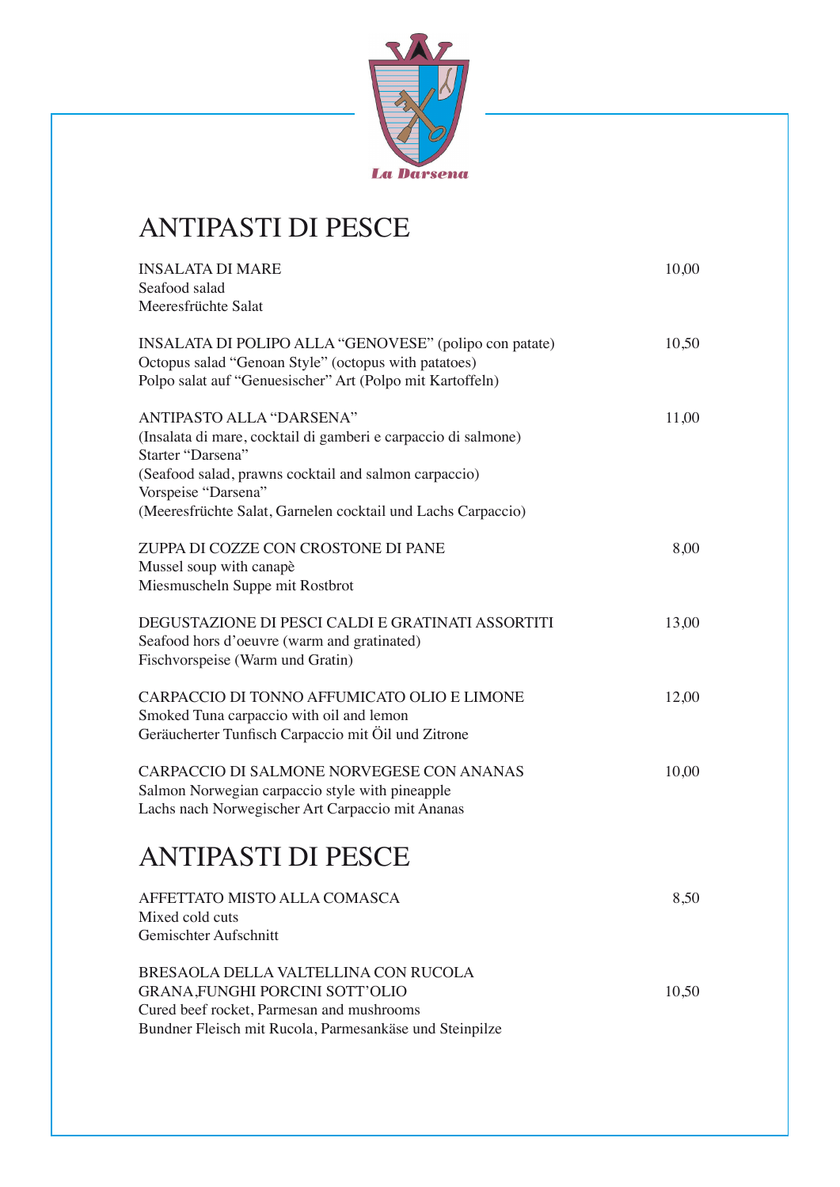La Darsena

# ANTIPASTI DI PESCE

INSALATA DI MARE — 10,00
Seafood salad
Meeresfrüchte Salat

INSALATA DI POLIPO ALLA "GENOVESE" (polipo con patate) — 10,50
Octopus salad "Genoan Style" (octopus with patatoes)
Polpo salat auf "Genuesischer" Art (Polpo mit Kartoffeln)

ANTIPASTO ALLA "DARSENA" — 11,00
(Insalata di mare, cocktail di gamberi e carpaccio di salmone)
Starter "Darsena"
(Seafood salad, prawns cocktail and salmon carpaccio)
Vorspeise "Darsena"
(Meeresfrüchte Salat, Garnelen cocktail und Lachs Carpaccio)

ZUPPA DI COZZE CON CROSTONE DI PANE — 8,00
Mussel soup with canapè
Miesmuscheln Suppe mit Rostbrot

DEGUSTAZIONE DI PESCI CALDI E GRATINATI ASSORTITI — 13,00
Seafood hors d'oeuvre (warm and gratinated)
Fischvorspeise (Warm und Gratin)

CARPACCIO DI TONNO AFFUMICATO OLIO E LIMONE — 12,00
Smoked Tuna carpaccio with oil and lemon
Geräucherter Tunfisch Carpaccio mit Öil und Zitrone

CARPACCIO DI SALMONE NORVEGESE CON ANANAS — 10,00
Salmon Norwegian carpaccio style with pineapple
Lachs nach Norwegischer Art Carpaccio mit Ananas

# ANTIPASTI DI PESCE

AFFETTATO MISTO ALLA COMASCA — 8,50
Mixed cold cuts
Gemischter Aufschnitt

BRESAOLA DELLA VALTELLINA CON RUCOLA
GRANA,FUNGHI PORCINI SOTT'OLIO — 10,50
Cured beef rocket, Parmesan and mushrooms
Bundner Fleisch mit Rucola, Parmesankäse und Steinpilze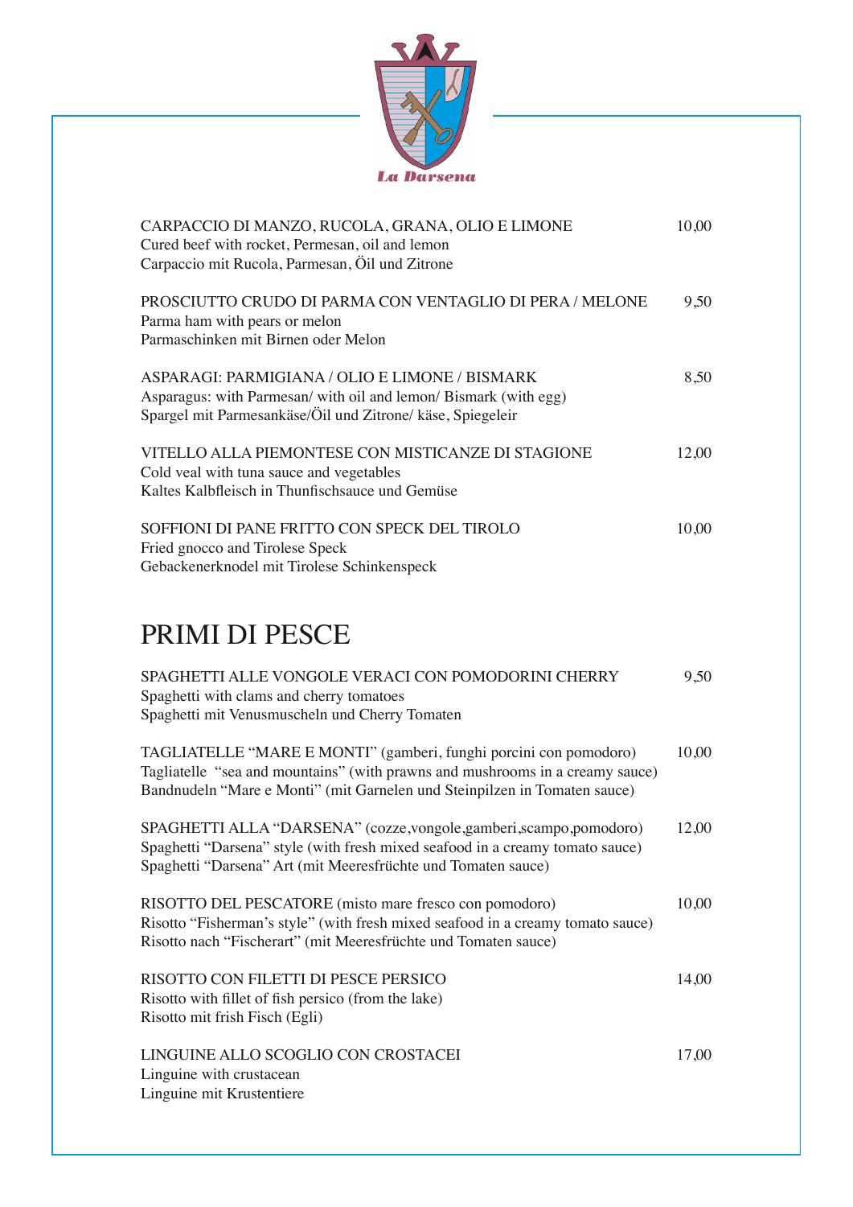La Darsena

CARPACCIO DI MANZO, RUCOLA, GRANA, OLIO E LIMONE — 10,00
Cured beef with rocket, Permesan, oil and lemon
Carpaccio mit Rucola, Parmesan, Öil und Zitrone

PROSCIUTTO CRUDO DI PARMA CON VENTAGLIO DI PERA / MELONE — 9,50
Parma ham with pears or melon
Parmaschinken mit Birnen oder Melon

ASPARAGI: PARMIGIANA / OLIO E LIMONE / BISMARK — 8,50
Asparagus: with Parmesan/ with oil and lemon/ Bismark (with egg)
Spargel mit Parmesankäse/Öil und Zitrone/ käse, Spiegeleir

VITELLO ALLA PIEMONTESE CON MISTICANZE DI STAGIONE — 12,00
Cold veal with tuna sauce and vegetables
Kaltes Kalbfleisch in Thunfischsauce und Gemüse

SOFFIONI DI PANE FRITTO CON SPECK DEL TIROLO — 10,00
Fried gnocco and Tirolese Speck
Gebackenerknodel mit Tirolese Schinkenspeck

# PRIMI DI PESCE

SPAGHETTI ALLE VONGOLE VERACI CON POMODORINI CHERRY — 9,50
Spaghetti with clams and cherry tomatoes
Spaghetti mit Venusmuscheln und Cherry Tomaten

TAGLIATELLE "MARE E MONTI" (gamberi, funghi porcini con pomodoro) — 10,00
Tagliatelle "sea and mountains" (with prawns and mushrooms in a creamy sauce)
Bandnudeln "Mare e Monti" (mit Garnelen und Steinpilzen in Tomaten sauce)

SPAGHETTI ALLA "DARSENA" (cozze,vongole,gamberi,scampo,pomodoro) — 12,00
Spaghetti "Darsena" style (with fresh mixed seafood in a creamy tomato sauce)
Spaghetti "Darsena" Art (mit Meeresfrüchte und Tomaten sauce)

RISOTTO DEL PESCATORE (misto mare fresco con pomodoro) — 10,00
Risotto "Fisherman's style" (with fresh mixed seafood in a creamy tomato sauce)
Risotto nach "Fischerart" (mit Meeresfrüchte und Tomaten sauce)

RISOTTO CON FILETTI DI PESCE PERSICO — 14,00
Risotto with fillet of fish persico (from the lake)
Risotto mit frish Fisch (Egli)

LINGUINE ALLO SCOGLIO CON CROSTACEI — 17,00
Linguine with crustacean
Linguine mit Krustentiere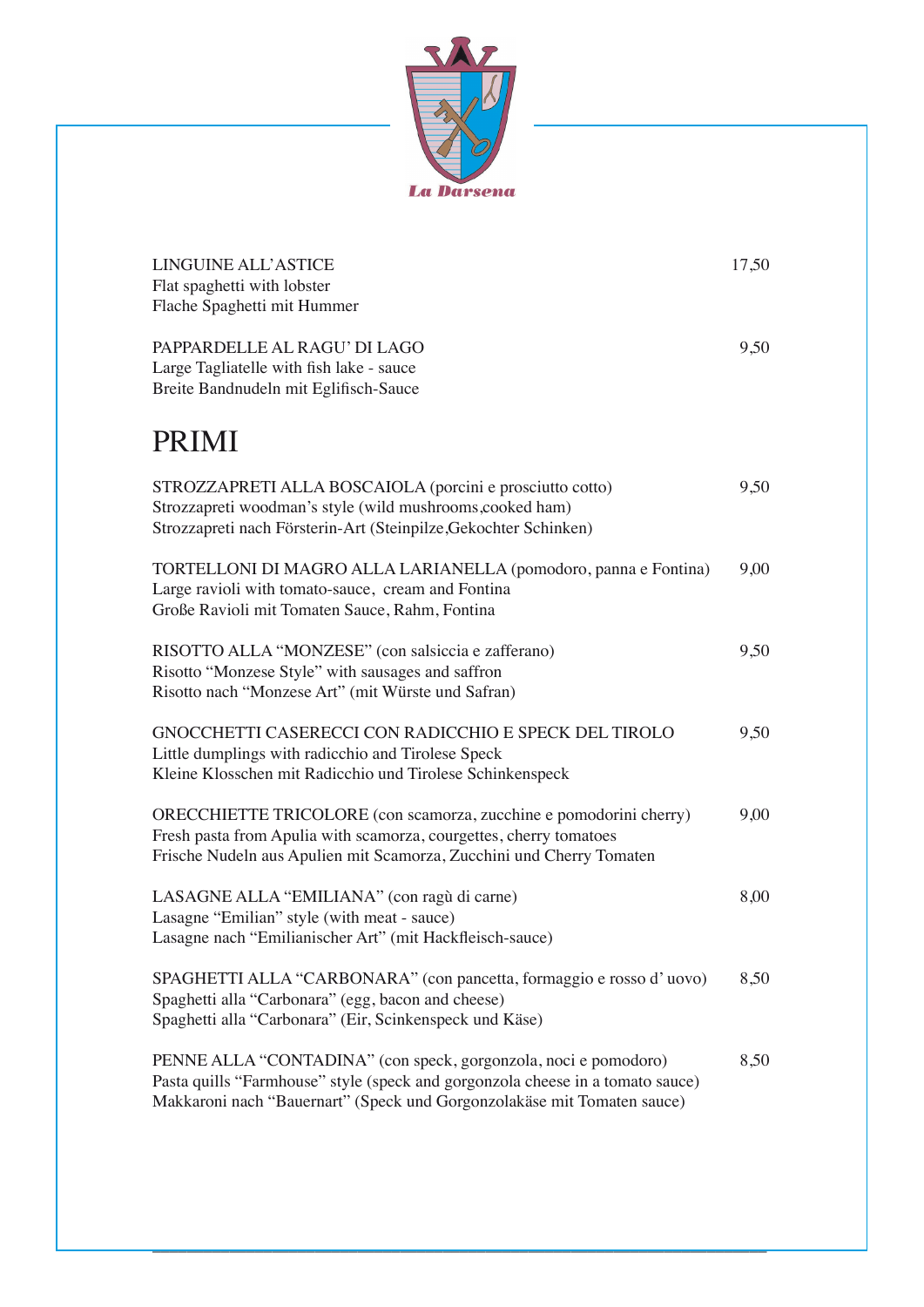La Darsena

LINGUINE ALL'ASTICE — 17,50
Flat spaghetti with lobster
Flache Spaghetti mit Hummer

PAPPARDELLE AL RAGU' DI LAGO — 9,50
Large Tagliatelle with fish lake - sauce
Breite Bandnudeln mit Eglifisch-Sauce

# PRIMI

STROZZAPRETI ALLA BOSCAIOLA (porcini e prosciutto cotto) — 9,50
Strozzapreti woodman's style (wild mushrooms,cooked ham)
Strozzapreti nach Försterin-Art (Steinpilze,Gekochter Schinken)

TORTELLONI DI MAGRO ALLA LARIANELLA (pomodoro, panna e Fontina) — 9,00
Large ravioli with tomato-sauce, cream and Fontina
Große Ravioli mit Tomaten Sauce, Rahm, Fontina

RISOTTO ALLA "MONZESE" (con salsiccia e zafferano) — 9,50
Risotto "Monzese Style" with sausages and saffron
Risotto nach "Monzese Art" (mit Würste und Safran)

GNOCCHETTI CASERECCI CON RADICCHIO E SPECK DEL TIROLO — 9,50
Little dumplings with radicchio and Tirolese Speck
Kleine Klosschen mit Radicchio und Tirolese Schinkenspeck

ORECCHIETTE TRICOLORE (con scamorza, zucchine e pomodorini cherry) — 9,00
Fresh pasta from Apulia with scamorza, courgettes, cherry tomatoes
Frische Nudeln aus Apulien mit Scamorza, Zucchini und Cherry Tomaten

LASAGNE ALLA "EMILIANA" (con ragù di carne) — 8,00
Lasagne "Emilian" style (with meat - sauce)
Lasagne nach "Emilianischer Art" (mit Hackfleisch-sauce)

SPAGHETTI ALLA "CARBONARA" (con pancetta, formaggio e rosso d' uovo) — 8,50
Spaghetti alla "Carbonara" (egg, bacon and cheese)
Spaghetti alla "Carbonara" (Eir, Scinkenspeck und Käse)

PENNE ALLA "CONTADINA" (con speck, gorgonzola, noci e pomodoro) — 8,50
Pasta quills "Farmhouse" style (speck and gorgonzola cheese in a tomato sauce)
Makkaroni nach "Bauernart" (Speck und Gorgonzolakäse mit Tomaten sauce)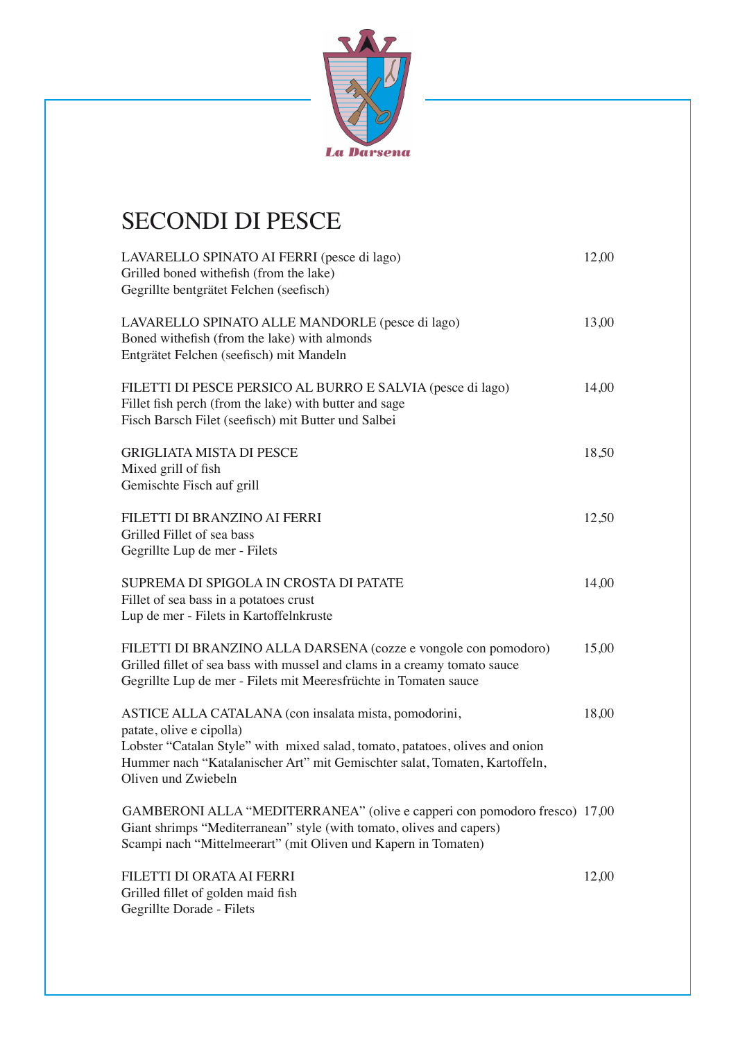La Darsena

# SECONDI DI PESCE

LAVARELLO SPINATO AI FERRI (pesce di lago) 12,00
Grilled boned withefish (from the lake)
Gegrillte bentgrätet Felchen (seefisch)

LAVARELLO SPINATO ALLE MANDORLE (pesce di lago) 13,00
Boned withefish (from the lake) with almonds
Entgrätet Felchen (seefisch) mit Mandeln

FILETTI DI PESCE PERSICO AL BURRO E SALVIA (pesce di lago) 14,00
Fillet fish perch (from the lake) with butter and sage
Fisch Barsch Filet (seefisch) mit Butter und Salbei

GRIGLIATA MISTA DI PESCE 18,50
Mixed grill of fish
Gemischte Fisch auf grill

FILETTI DI BRANZINO AI FERRI 12,50
Grilled Fillet of sea bass
Gegrillte Lup de mer - Filets

SUPREMA DI SPIGOLA IN CROSTA DI PATATE 14,00
Fillet of sea bass in a potatoes crust
Lup de mer - Filets in Kartoffelnkruste

FILETTI DI BRANZINO ALLA DARSENA (cozze e vongole con pomodoro) 15,00
Grilled fillet of sea bass with mussel and clams in a creamy tomato sauce
Gegrillte Lup de mer - Filets mit Meeresfrüchte in Tomaten sauce

ASTICE ALLA CATALANA (con insalata mista, pomodorini, patate, olive e cipolla) 18,00
Lobster "Catalan Style" with mixed salad, tomato, patatoes, olives and onion
Hummer nach "Katalanischer Art" mit Gemischter salat, Tomaten, Kartoffeln, Oliven und Zwiebeln

GAMBERONI ALLA "MEDITERRANEA" (olive e capperi con pomodoro fresco) 17,00
Giant shrimps "Mediterranean" style (with tomato, olives and capers)
Scampi nach "Mittelmeerart" (mit Oliven und Kapern in Tomaten)

FILETTI DI ORATA AI FERRI 12,00
Grilled fillet of golden maid fish
Gegrillte Dorade - Filets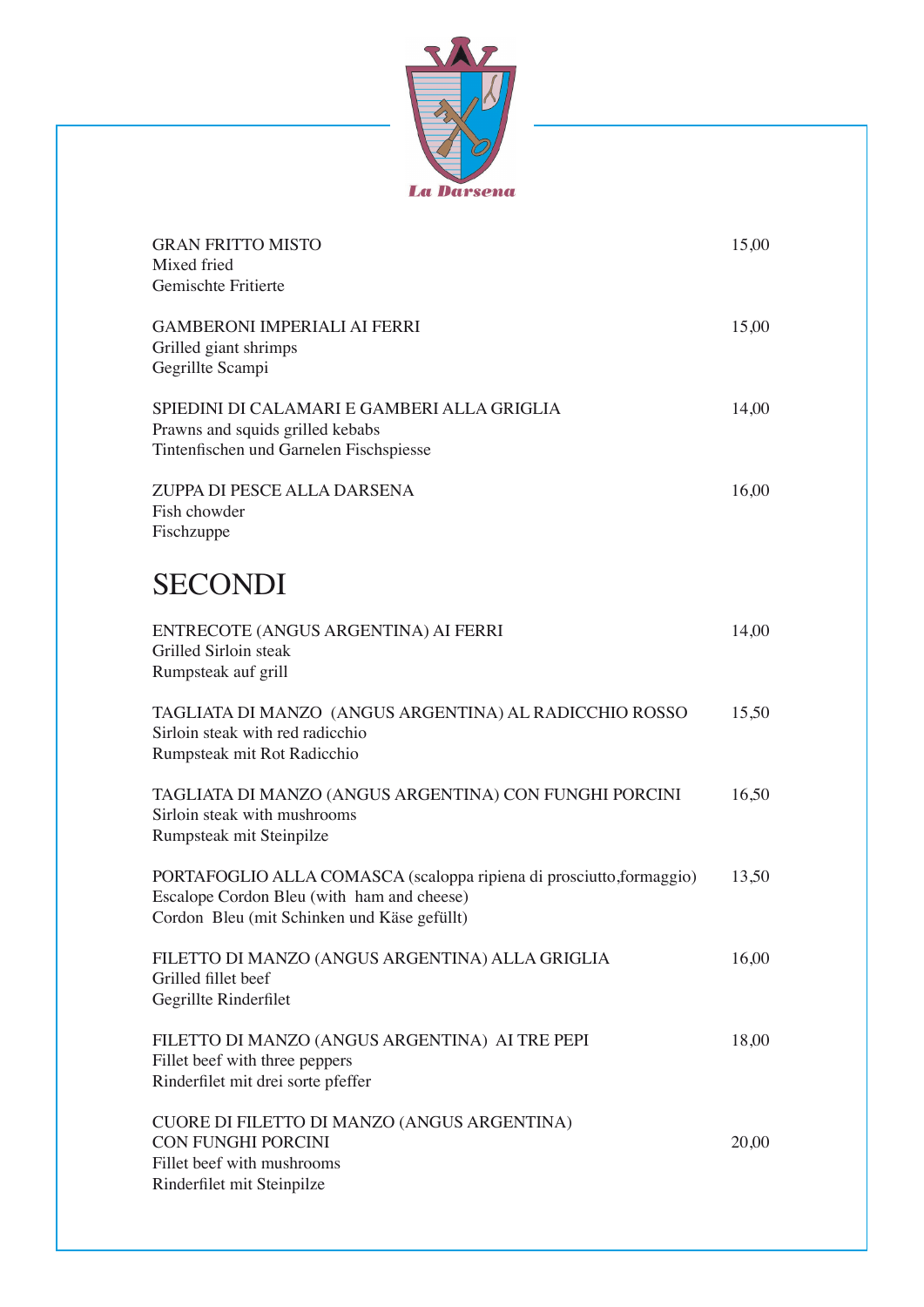La Darsena

GRAN FRITTO MISTO — 15,00
Mixed fried
Gemischte Fritierte

GAMBERONI IMPERIALI AI FERRI — 15,00
Grilled giant shrimps
Gegrillte Scampi

SPIEDINI DI CALAMARI E GAMBERI ALLA GRIGLIA — 14,00
Prawns and squids grilled kebabs
Tintenfischen und Garnelen Fischspiesse

ZUPPA DI PESCE ALLA DARSENA — 16,00
Fish chowder
Fischzuppe

# SECONDI

ENTRECOTE (ANGUS ARGENTINA) AI FERRI — 14,00
Grilled Sirloin steak
Rumpsteak auf grill

TAGLIATA DI MANZO (ANGUS ARGENTINA) AL RADICCHIO ROSSO — 15,50
Sirloin steak with red radicchio
Rumpsteak mit Rot Radicchio

TAGLIATA DI MANZO (ANGUS ARGENTINA) CON FUNGHI PORCINI — 16,50
Sirloin steak with mushrooms
Rumpsteak mit Steinpilze

PORTAFOGLIO ALLA COMASCA (scaloppa ripiena di prosciutto,formaggio) — 13,50
Escalope Cordon Bleu (with ham and cheese)
Cordon Bleu (mit Schinken und Käse gefüllt)

FILETTO DI MANZO (ANGUS ARGENTINA) ALLA GRIGLIA — 16,00
Grilled fillet beef
Gegrillte Rinderfilet

FILETTO DI MANZO (ANGUS ARGENTINA) AI TRE PEPI — 18,00
Fillet beef with three peppers
Rinderfilet mit drei sorte pfeffer

CUORE DI FILETTO DI MANZO (ANGUS ARGENTINA)
CON FUNGHI PORCINI — 20,00
Fillet beef with mushrooms
Rinderfilet mit Steinpilze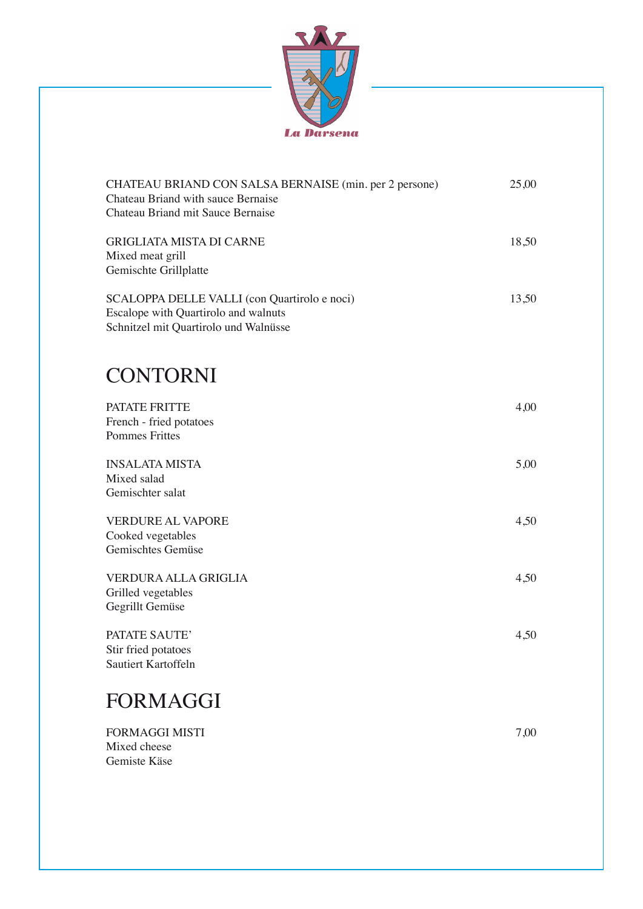La Darsena

CHATEAU BRIAND CON SALSA BERNAISE (min. per 2 persone) 25,00
Chateau Briand with sauce Bernaise
Chateau Briand mit Sauce Bernaise

GRIGLIATA MISTA DI CARNE 18,50
Mixed meat grill
Gemischte Grillplatte

SCALOPPA DELLE VALLI (con Quartirolo e noci) 13,50
Escalope with Quartirolo and walnuts
Schnitzel mit Quartirolo und Walnüsse

## CONTORNI

PATATE FRITTE 4,00
French - fried potatoes
Pommes Frittes

INSALATA MISTA 5,00
Mixed salad
Gemischter salat

VERDURE AL VAPORE 4,50
Cooked vegetables
Gemischtes Gemüse

VERDURA ALLA GRIGLIA 4,50
Grilled vegetables
Gegrillt Gemüse

PATATE SAUTE' 4,50
Stir fried potatoes
Sautiert Kartoffeln

## FORMAGGI

FORMAGGI MISTI 7,00
Mixed cheese
Gemiste Käse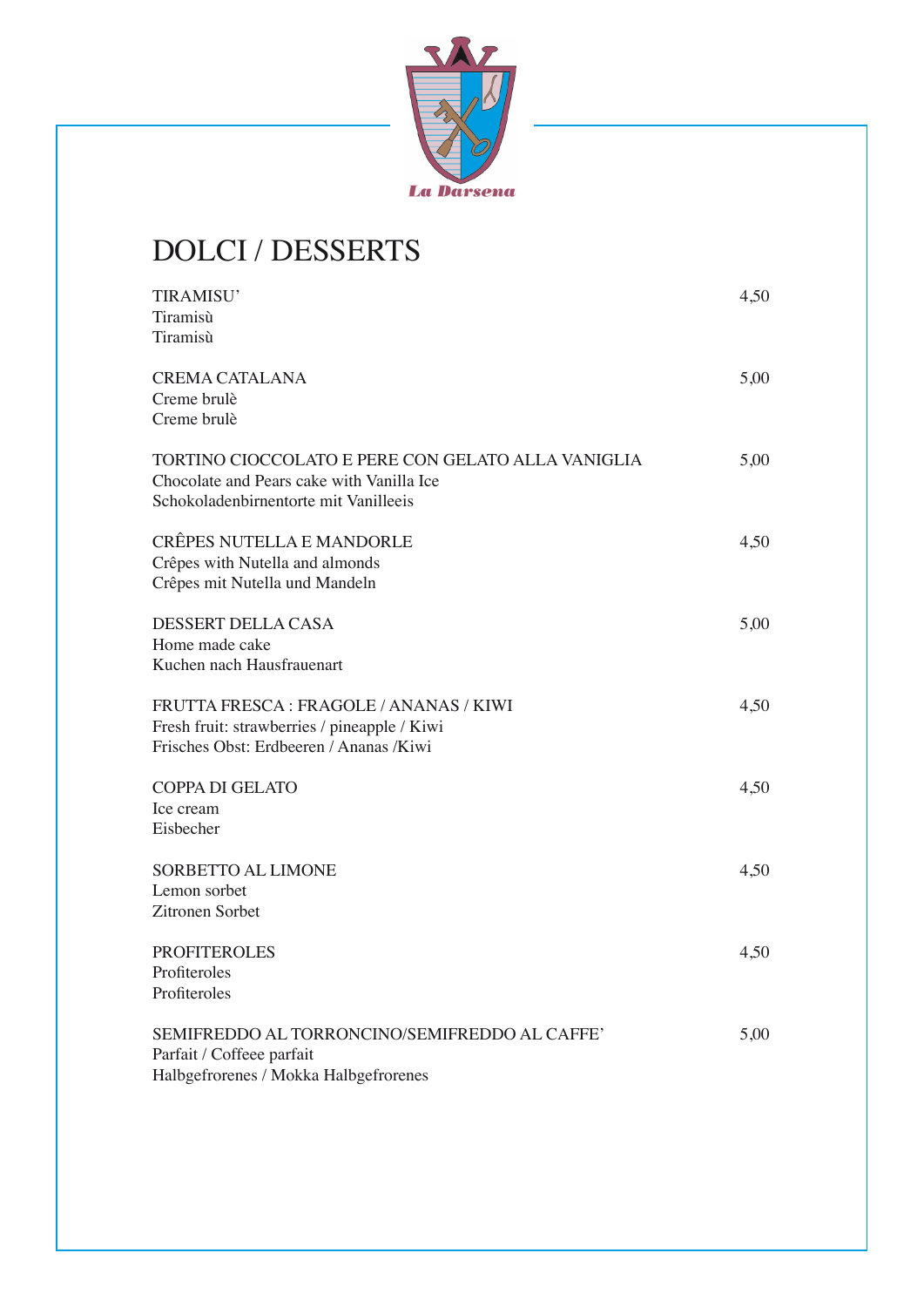La Darsena

# DOLCI / DESSERTS

| | |
|---|---|
| TIRAMISU'<br>Tiramisù<br>Tiramisù | 4,50 |
| CREMA CATALANA<br>Creme brulè<br>Creme brulè | 5,00 |
| TORTINO CIOCCOLATO E PERE CON GELATO ALLA VANIGLIA<br>Chocolate and Pears cake with Vanilla Ice<br>Schokoladenbirnentorte mit Vanilleeis | 5,00 |
| CRÊPES NUTELLA E MANDORLE<br>Crêpes with Nutella and almonds<br>Crêpes mit Nutella und Mandeln | 4,50 |
| DESSERT DELLA CASA<br>Home made cake<br>Kuchen nach Hausfrauenart | 5,00 |
| FRUTTA FRESCA : FRAGOLE / ANANAS / KIWI<br>Fresh fruit: strawberries / pineapple / Kiwi<br>Frisches Obst: Erdbeeren / Ananas /Kiwi | 4,50 |
| COPPA DI GELATO<br>Ice cream<br>Eisbecher | 4,50 |
| SORBETTO AL LIMONE<br>Lemon sorbet<br>Zitronen Sorbet | 4,50 |
| PROFITEROLES<br>Profiteroles<br>Profiteroles | 4,50 |
| SEMIFREDDO AL TORRONCINO/SEMIFREDDO AL CAFFE'<br>Parfait / Coffeee parfait<br>Halbgefrorenes / Mokka Halbgefrorenes | 5,00 |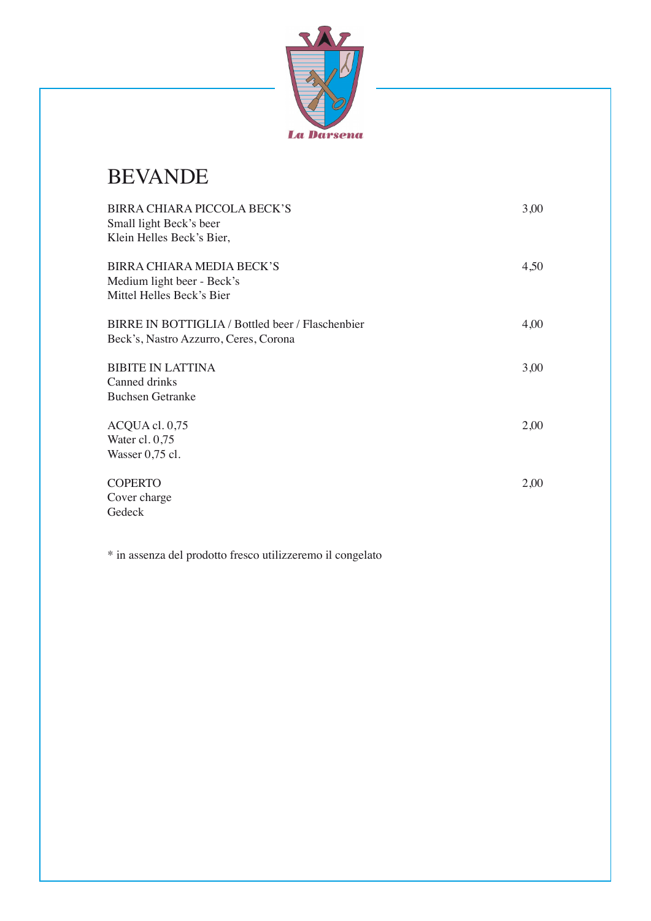La Darsena

# BEVANDE

| | |
|---|---|
| BIRRA CHIARA PICCOLA BECK'S<br>Small light Beck's beer<br>Klein Helles Beck's Bier, | 3,00 |
| BIRRA CHIARA MEDIA BECK'S<br>Medium light beer - Beck's<br>Mittel Helles Beck's Bier | 4,50 |
| BIRRE IN BOTTIGLIA / Bottled beer / Flaschenbier<br>Beck's, Nastro Azzurro, Ceres, Corona | 4,00 |
| BIBITE IN LATTINA<br>Canned drinks<br>Buchsen Getranke | 3,00 |
| ACQUA cl. 0,75<br>Water cl. 0,75<br>Wasser 0,75 cl. | 2,00 |
| COPERTO<br>Cover charge<br>Gedeck | 2,00 |

* in assenza del prodotto fresco utilizzeremo il congelato